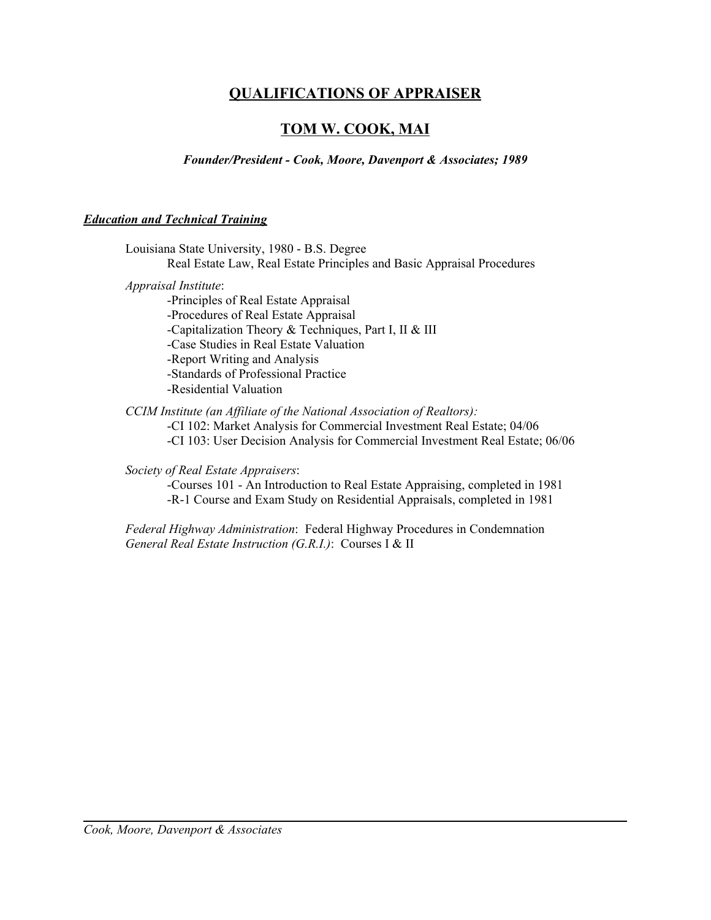# QUALIFICATIONS OF APPRAISER

## TOM W. COOK, MAI

***Founder/President - Cook, Moore, Davenport & Associates; 1989***

### ***Education and Technical Training***

Louisiana State University, 1980 - B.S. Degree
Real Estate Law, Real Estate Principles and Basic Appraisal Procedures

*Appraisal Institute*:
- -Principles of Real Estate Appraisal
- -Procedures of Real Estate Appraisal
- -Capitalization Theory & Techniques, Part I, II & III
- -Case Studies in Real Estate Valuation
- -Report Writing and Analysis
- -Standards of Professional Practice
- -Residential Valuation

*CCIM Institute (an Affiliate of the National Association of Realtors):*
- -CI 102: Market Analysis for Commercial Investment Real Estate; 04/06
- -CI 103: User Decision Analysis for Commercial Investment Real Estate; 06/06

*Society of Real Estate Appraisers*:
- -Courses 101 - An Introduction to Real Estate Appraising, completed in 1981
- -R-1 Course and Exam Study on Residential Appraisals, completed in 1981

*Federal Highway Administration*: Federal Highway Procedures in Condemnation
*General Real Estate Instruction (G.R.I.)*: Courses I & II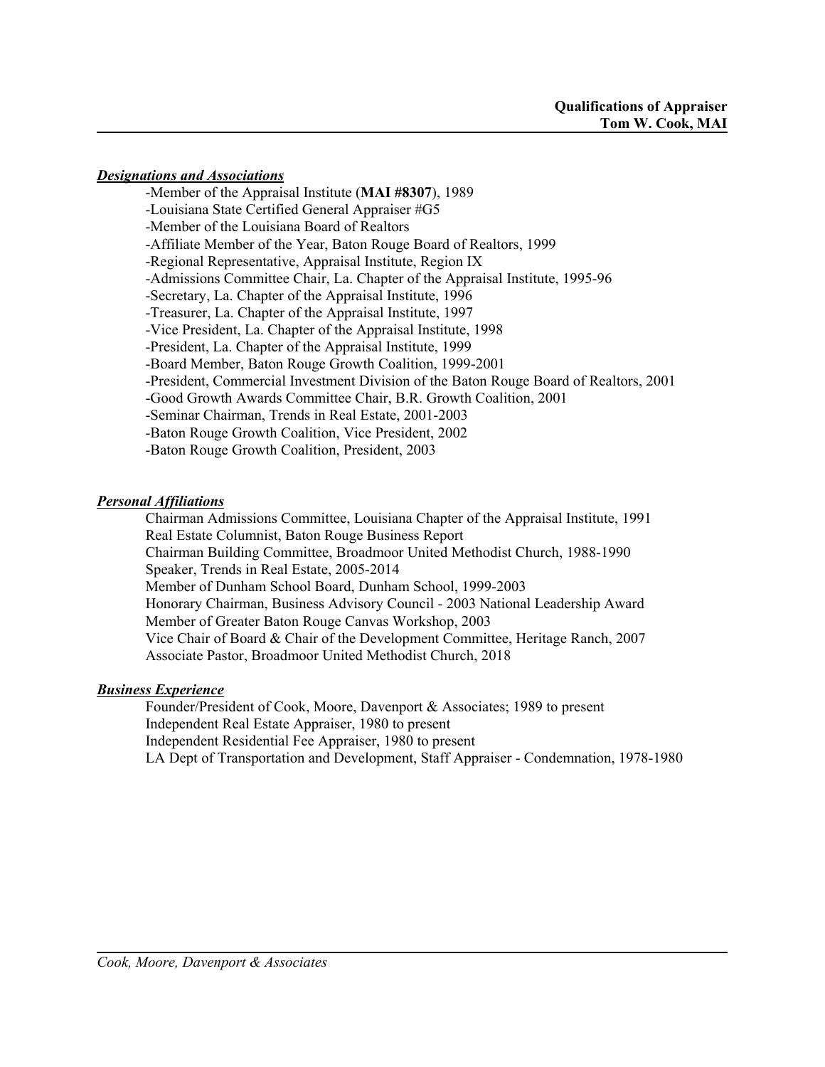**Qualifications of Appraiser**
**Tom W. Cook, MAI**

***Designations and Associations***

-Member of the Appraisal Institute (**MAI #8307**), 1989
-Louisiana State Certified General Appraiser #G5
-Member of the Louisiana Board of Realtors
-Affiliate Member of the Year, Baton Rouge Board of Realtors, 1999
-Regional Representative, Appraisal Institute, Region IX
-Admissions Committee Chair, La. Chapter of the Appraisal Institute, 1995-96
-Secretary, La. Chapter of the Appraisal Institute, 1996
-Treasurer, La. Chapter of the Appraisal Institute, 1997
-Vice President, La. Chapter of the Appraisal Institute, 1998
-President, La. Chapter of the Appraisal Institute, 1999
-Board Member, Baton Rouge Growth Coalition, 1999-2001
-President, Commercial Investment Division of the Baton Rouge Board of Realtors, 2001
-Good Growth Awards Committee Chair, B.R. Growth Coalition, 2001
-Seminar Chairman, Trends in Real Estate, 2001-2003
-Baton Rouge Growth Coalition, Vice President, 2002
-Baton Rouge Growth Coalition, President, 2003

***Personal Affiliations***

Chairman Admissions Committee, Louisiana Chapter of the Appraisal Institute, 1991
Real Estate Columnist, Baton Rouge Business Report
Chairman Building Committee, Broadmoor United Methodist Church, 1988-1990
Speaker, Trends in Real Estate, 2005-2014
Member of Dunham School Board, Dunham School, 1999-2003
Honorary Chairman, Business Advisory Council - 2003 National Leadership Award
Member of Greater Baton Rouge Canvas Workshop, 2003
Vice Chair of Board & Chair of the Development Committee, Heritage Ranch, 2007
Associate Pastor, Broadmoor United Methodist Church, 2018

***Business Experience***

Founder/President of Cook, Moore, Davenport & Associates; 1989 to present
Independent Real Estate Appraiser, 1980 to present
Independent Residential Fee Appraiser, 1980 to present
LA Dept of Transportation and Development, Staff Appraiser - Condemnation, 1978-1980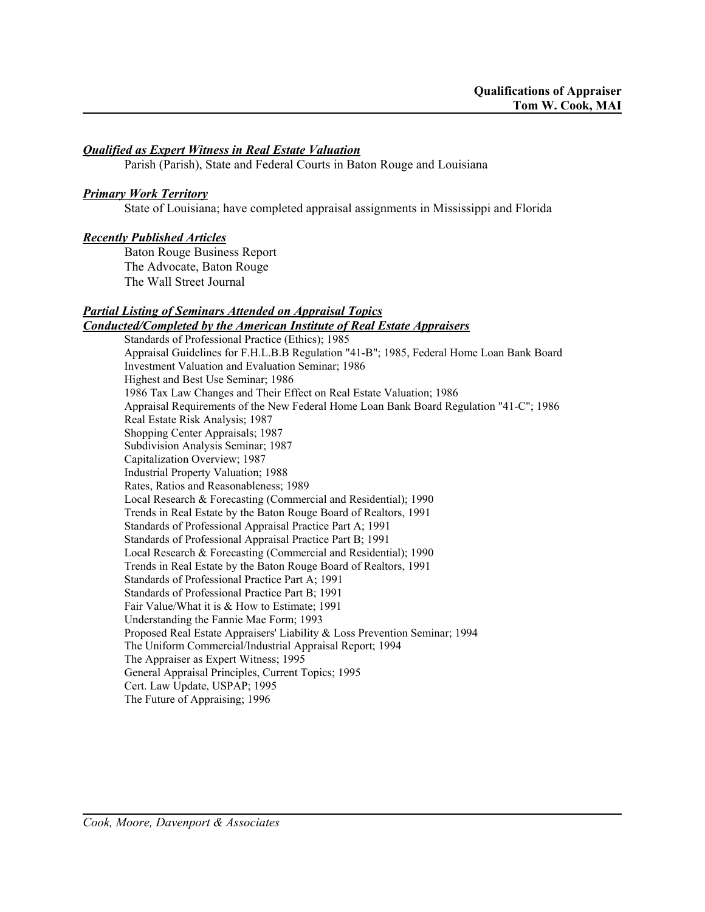**Qualifications of Appraiser**
**Tom W. Cook, MAI**

***Qualified as Expert Witness in Real Estate Valuation***

Parish (Parish), State and Federal Courts in Baton Rouge and Louisiana

***Primary Work Territory***

State of Louisiana; have completed appraisal assignments in Mississippi and Florida

***Recently Published Articles***

Baton Rouge Business Report
The Advocate, Baton Rouge
The Wall Street Journal

***Partial Listing of Seminars Attended on Appraisal Topics***
***Conducted/Completed by the American Institute of Real Estate Appraisers***

Standards of Professional Practice (Ethics); 1985
Appraisal Guidelines for F.H.L.B.B Regulation "41-B"; 1985, Federal Home Loan Bank Board
Investment Valuation and Evaluation Seminar; 1986
Highest and Best Use Seminar; 1986
1986 Tax Law Changes and Their Effect on Real Estate Valuation; 1986
Appraisal Requirements of the New Federal Home Loan Bank Board Regulation "41-C"; 1986
Real Estate Risk Analysis; 1987
Shopping Center Appraisals; 1987
Subdivision Analysis Seminar; 1987
Capitalization Overview; 1987
Industrial Property Valuation; 1988
Rates, Ratios and Reasonableness; 1989
Local Research & Forecasting (Commercial and Residential); 1990
Trends in Real Estate by the Baton Rouge Board of Realtors, 1991
Standards of Professional Appraisal Practice Part A; 1991
Standards of Professional Appraisal Practice Part B; 1991
Local Research & Forecasting (Commercial and Residential); 1990
Trends in Real Estate by the Baton Rouge Board of Realtors, 1991
Standards of Professional Practice Part A; 1991
Standards of Professional Practice Part B; 1991
Fair Value/What it is & How to Estimate; 1991
Understanding the Fannie Mae Form; 1993
Proposed Real Estate Appraisers' Liability & Loss Prevention Seminar; 1994
The Uniform Commercial/Industrial Appraisal Report; 1994
The Appraiser as Expert Witness; 1995
General Appraisal Principles, Current Topics; 1995
Cert. Law Update, USPAP; 1995
The Future of Appraising; 1996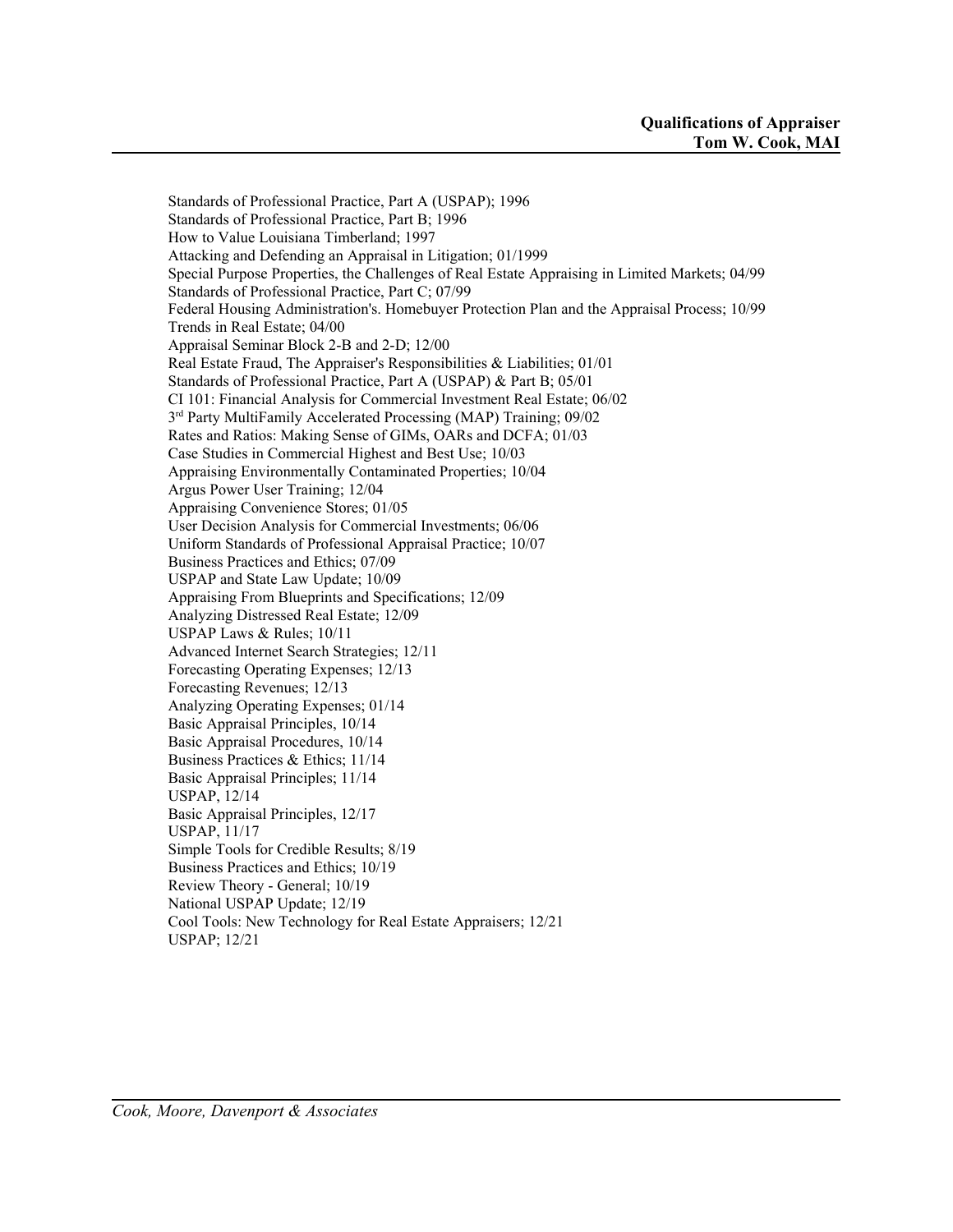Standards of Professional Practice, Part A (USPAP); 1996
Standards of Professional Practice, Part B; 1996
How to Value Louisiana Timberland; 1997
Attacking and Defending an Appraisal in Litigation; 01/1999
Special Purpose Properties, the Challenges of Real Estate Appraising in Limited Markets; 04/99
Standards of Professional Practice, Part C; 07/99
Federal Housing Administration's. Homebuyer Protection Plan and the Appraisal Process; 10/99
Trends in Real Estate; 04/00
Appraisal Seminar Block 2-B and 2-D; 12/00
Real Estate Fraud, The Appraiser's Responsibilities & Liabilities; 01/01
Standards of Professional Practice, Part A (USPAP) & Part B; 05/01
CI 101: Financial Analysis for Commercial Investment Real Estate; 06/02
3rd Party MultiFamily Accelerated Processing (MAP) Training; 09/02
Rates and Ratios: Making Sense of GIMs, OARs and DCFA; 01/03
Case Studies in Commercial Highest and Best Use; 10/03
Appraising Environmentally Contaminated Properties; 10/04
Argus Power User Training; 12/04
Appraising Convenience Stores; 01/05
User Decision Analysis for Commercial Investments; 06/06
Uniform Standards of Professional Appraisal Practice; 10/07
Business Practices and Ethics; 07/09
USPAP and State Law Update; 10/09
Appraising From Blueprints and Specifications; 12/09
Analyzing Distressed Real Estate; 12/09
USPAP Laws & Rules; 10/11
Advanced Internet Search Strategies; 12/11
Forecasting Operating Expenses; 12/13
Forecasting Revenues; 12/13
Analyzing Operating Expenses; 01/14
Basic Appraisal Principles, 10/14
Basic Appraisal Procedures, 10/14
Business Practices & Ethics; 11/14
Basic Appraisal Principles; 11/14
USPAP, 12/14
Basic Appraisal Principles, 12/17
USPAP, 11/17
Simple Tools for Credible Results; 8/19
Business Practices and Ethics; 10/19
Review Theory - General; 10/19
National USPAP Update; 12/19
Cool Tools: New Technology for Real Estate Appraisers; 12/21
USPAP; 12/21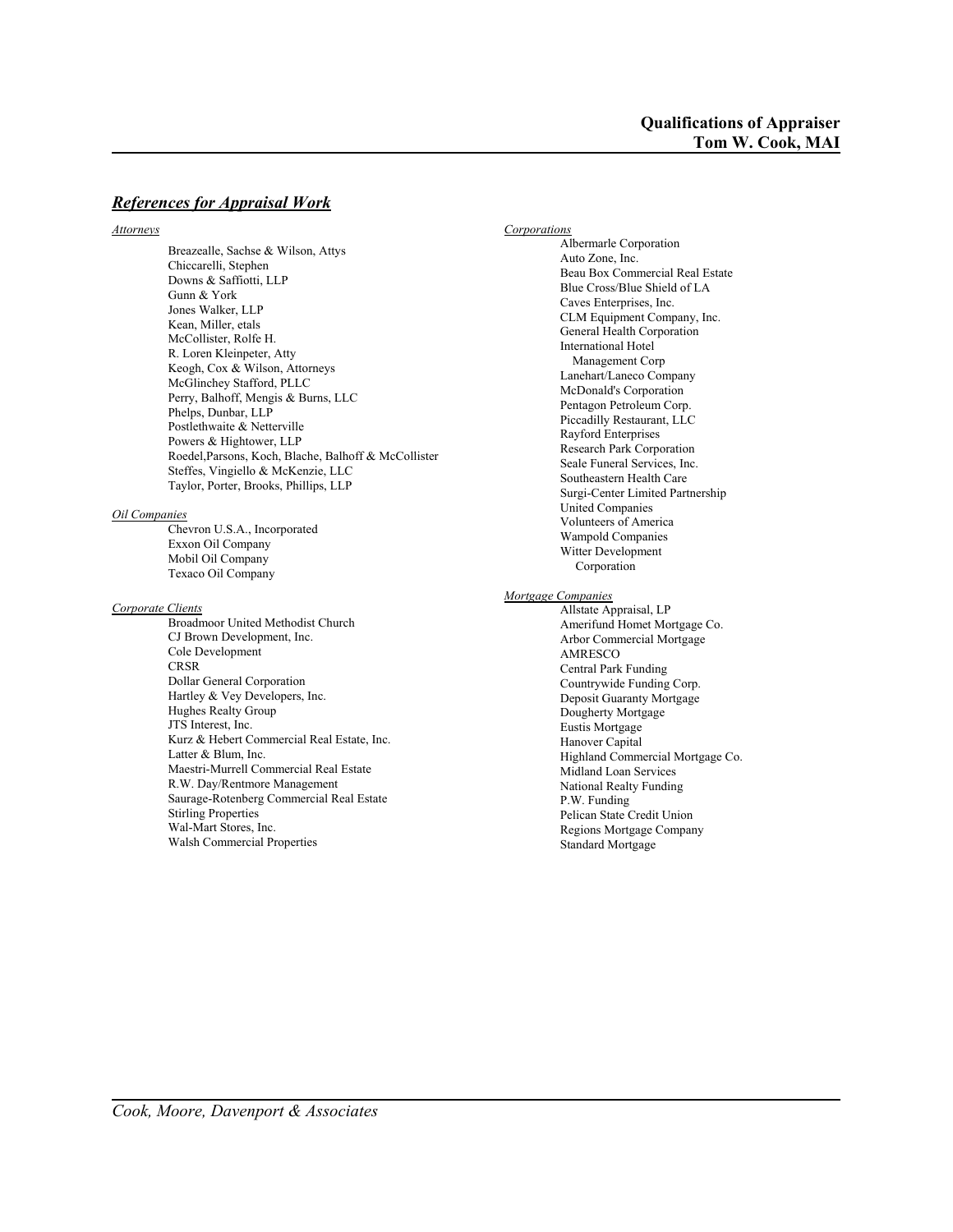## *References for Appraisal Work*

*Attorneys*

- Breazealle, Sachse & Wilson, Attys
- Chiccarelli, Stephen
- Downs & Saffiotti, LLP
- Gunn & York
- Jones Walker, LLP
- Kean, Miller, etals
- McCollister, Rolfe H.
- R. Loren Kleinpeter, Atty
- Keogh, Cox & Wilson, Attorneys
- McGlinchey Stafford, PLLC
- Perry, Balhoff, Mengis & Burns, LLC
- Phelps, Dunbar, LLP
- Postlethwaite & Netterville
- Powers & Hightower, LLP
- Roedel,Parsons, Koch, Blache, Balhoff & McCollister
- Steffes, Vingiello & McKenzie, LLC
- Taylor, Porter, Brooks, Phillips, LLP

*Oil Companies*

- Chevron U.S.A., Incorporated
- Exxon Oil Company
- Mobil Oil Company
- Texaco Oil Company

*Corporate Clients*

- Broadmoor United Methodist Church
- CJ Brown Development, Inc.
- Cole Development
- CRSR
- Dollar General Corporation
- Hartley & Vey Developers, Inc.
- Hughes Realty Group
- JTS Interest, Inc.
- Kurz & Hebert Commercial Real Estate, Inc.
- Latter & Blum, Inc.
- Maestri-Murrell Commercial Real Estate
- R.W. Day/Rentmore Management
- Saurage-Rotenberg Commercial Real Estate
- Stirling Properties
- Wal-Mart Stores, Inc.
- Walsh Commercial Properties

*Corporations*

- Albermarle Corporation
- Auto Zone, Inc.
- Beau Box Commercial Real Estate
- Blue Cross/Blue Shield of LA
- Caves Enterprises, Inc.
- CLM Equipment Company, Inc.
- General Health Corporation
- International Hotel Management Corp
- Lanehart/Laneco Company
- McDonald's Corporation
- Pentagon Petroleum Corp.
- Piccadilly Restaurant, LLC
- Rayford Enterprises
- Research Park Corporation
- Seale Funeral Services, Inc.
- Southeastern Health Care
- Surgi-Center Limited Partnership
- United Companies
- Volunteers of America
- Wampold Companies
- Witter Development Corporation

*Mortgage Companies*

- Allstate Appraisal, LP
- Amerifund Homet Mortgage Co.
- Arbor Commercial Mortgage
- AMRESCO
- Central Park Funding
- Countrywide Funding Corp.
- Deposit Guaranty Mortgage
- Dougherty Mortgage
- Eustis Mortgage
- Hanover Capital
- Highland Commercial Mortgage Co.
- Midland Loan Services
- National Realty Funding
- P.W. Funding
- Pelican State Credit Union
- Regions Mortgage Company
- Standard Mortgage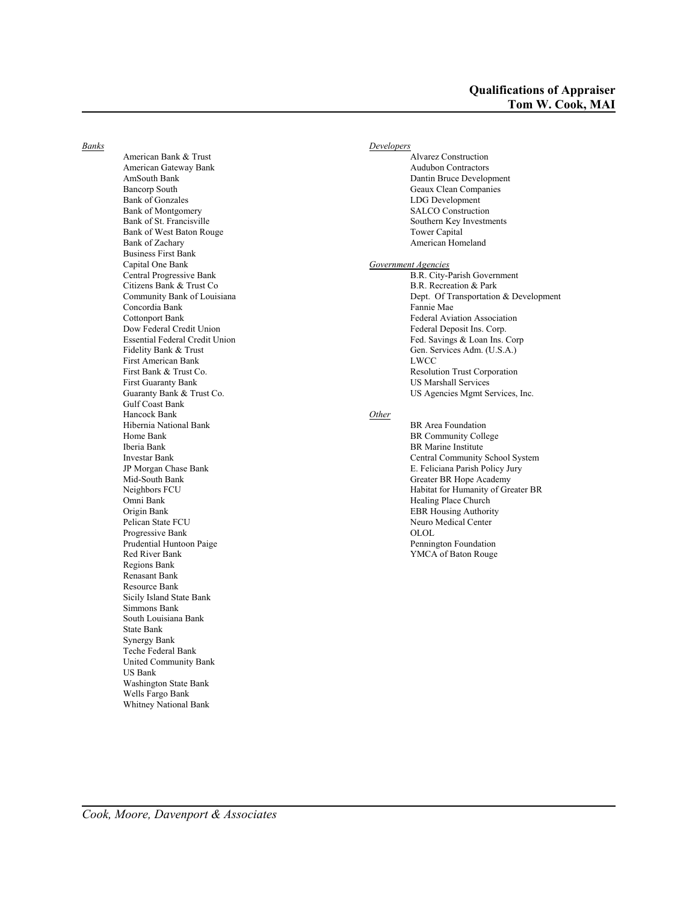*Banks*

- American Bank & Trust
- American Gateway Bank
- AmSouth Bank
- Bancorp South
- Bank of Gonzales
- Bank of Montgomery
- Bank of St. Francisville
- Bank of West Baton Rouge
- Bank of Zachary
- Business First Bank
- Capital One Bank
- Central Progressive Bank
- Citizens Bank & Trust Co
- Community Bank of Louisiana
- Concordia Bank
- Cottonport Bank
- Dow Federal Credit Union
- Essential Federal Credit Union
- Fidelity Bank & Trust
- First American Bank
- First Bank & Trust Co.
- First Guaranty Bank
- Guaranty Bank & Trust Co.
- Gulf Coast Bank
- Hancock Bank
- Hibernia National Bank
- Home Bank
- Iberia Bank
- Investar Bank
- JP Morgan Chase Bank
- Mid-South Bank
- Neighbors FCU
- Omni Bank
- Origin Bank
- Pelican State FCU
- Progressive Bank
- Prudential Huntoon Paige
- Red River Bank
- Regions Bank
- Renasant Bank
- Resource Bank
- Sicily Island State Bank
- Simmons Bank
- South Louisiana Bank
- State Bank
- Synergy Bank
- Teche Federal Bank
- United Community Bank
- US Bank
- Washington State Bank
- Wells Fargo Bank
- Whitney National Bank

*Developers*

- Alvarez Construction
- Audubon Contractors
- Dantin Bruce Development
- Geaux Clean Companies
- LDG Development
- SALCO Construction
- Southern Key Investments
- Tower Capital
- American Homeland

*Government Agencies*

- B.R. City-Parish Government
- B.R. Recreation & Park
- Dept. Of Transportation & Development
- Fannie Mae
- Federal Aviation Association
- Federal Deposit Ins. Corp.
- Fed. Savings & Loan Ins. Corp
- Gen. Services Adm. (U.S.A.)
- LWCC
- Resolution Trust Corporation
- US Marshall Services
- US Agencies Mgmt Services, Inc.

*Other*

- BR Area Foundation
- BR Community College
- BR Marine Institute
- Central Community School System
- E. Feliciana Parish Policy Jury
- Greater BR Hope Academy
- Habitat for Humanity of Greater BR
- Healing Place Church
- EBR Housing Authority
- Neuro Medical Center
- OLOL
- Pennington Foundation
- YMCA of Baton Rouge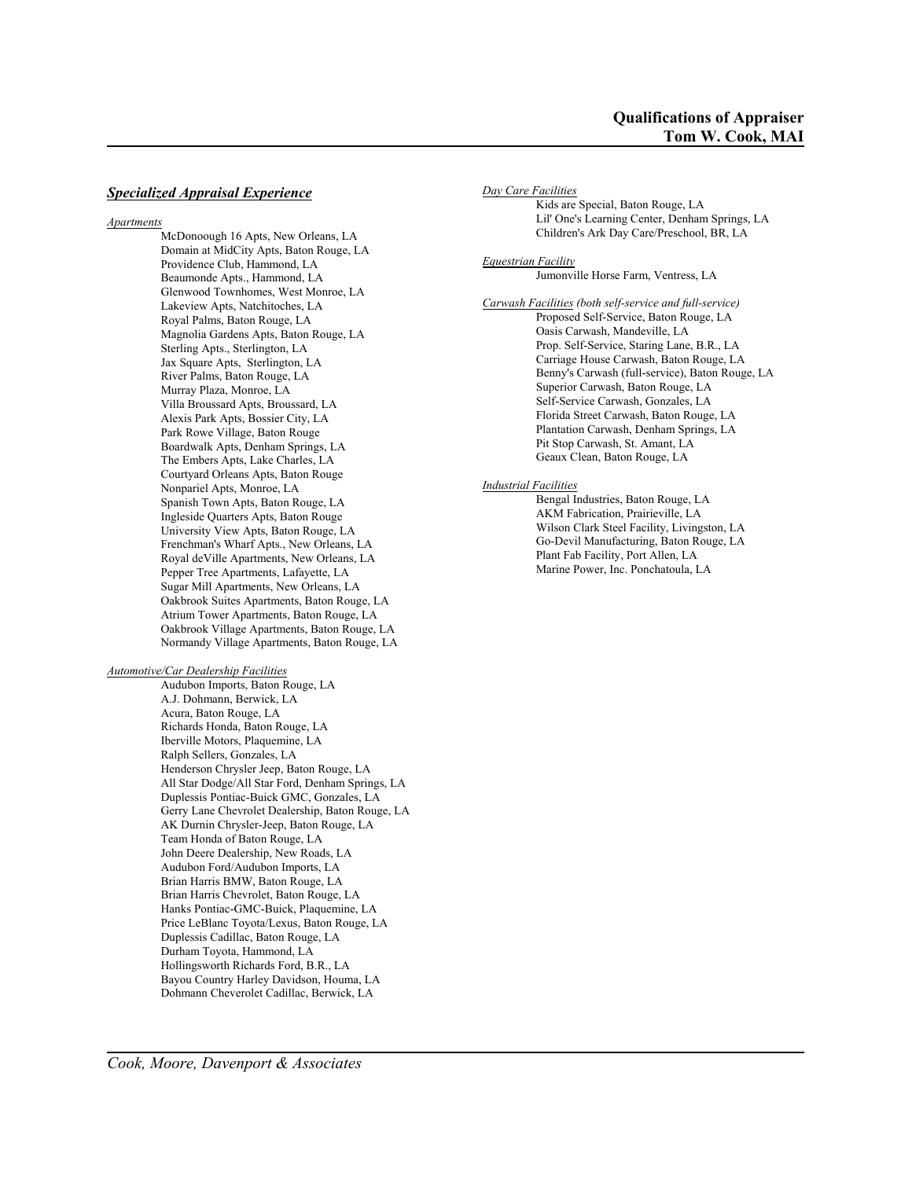## *Specialized Appraisal Experience*

*Apartments*

McDonoough 16 Apts, New Orleans, LA
Domain at MidCity Apts, Baton Rouge, LA
Providence Club, Hammond, LA
Beaumonde Apts., Hammond, LA
Glenwood Townhomes, West Monroe, LA
Lakeview Apts, Natchitoches, LA
Royal Palms, Baton Rouge, LA
Magnolia Gardens Apts, Baton Rouge, LA
Sterling Apts., Sterlington, LA
Jax Square Apts, Sterlington, LA
River Palms, Baton Rouge, LA
Murray Plaza, Monroe, LA
Villa Broussard Apts, Broussard, LA
Alexis Park Apts, Bossier City, LA
Park Rowe Village, Baton Rouge
Boardwalk Apts, Denham Springs, LA
The Embers Apts, Lake Charles, LA
Courtyard Orleans Apts, Baton Rouge
Nonpariel Apts, Monroe, LA
Spanish Town Apts, Baton Rouge, LA
Ingleside Quarters Apts, Baton Rouge
University View Apts, Baton Rouge, LA
Frenchman's Wharf Apts., New Orleans, LA
Royal deVille Apartments, New Orleans, LA
Pepper Tree Apartments, Lafayette, LA
Sugar Mill Apartments, New Orleans, LA
Oakbrook Suites Apartments, Baton Rouge, LA
Atrium Tower Apartments, Baton Rouge, LA
Oakbrook Village Apartments, Baton Rouge, LA
Normandy Village Apartments, Baton Rouge, LA

*Automotive/Car Dealership Facilities*

Audubon Imports, Baton Rouge, LA
A.J. Dohmann, Berwick, LA
Acura, Baton Rouge, LA
Richards Honda, Baton Rouge, LA
Iberville Motors, Plaquemine, LA
Ralph Sellers, Gonzales, LA
Henderson Chrysler Jeep, Baton Rouge, LA
All Star Dodge/All Star Ford, Denham Springs, LA
Duplessis Pontiac-Buick GMC, Gonzales, LA
Gerry Lane Chevrolet Dealership, Baton Rouge, LA
AK Durnin Chrysler-Jeep, Baton Rouge, LA
Team Honda of Baton Rouge, LA
John Deere Dealership, New Roads, LA
Audubon Ford/Audubon Imports, LA
Brian Harris BMW, Baton Rouge, LA
Brian Harris Chevrolet, Baton Rouge, LA
Hanks Pontiac-GMC-Buick, Plaquemine, LA
Price LeBlanc Toyota/Lexus, Baton Rouge, LA
Duplessis Cadillac, Baton Rouge, LA
Durham Toyota, Hammond, LA
Hollingsworth Richards Ford, B.R., LA
Bayou Country Harley Davidson, Houma, LA
Dohmann Cheverolet Cadillac, Berwick, LA

*Day Care Facilities*

Kids are Special, Baton Rouge, LA
Lil' One's Learning Center, Denham Springs, LA
Children's Ark Day Care/Preschool, BR, LA

*Equestrian Facility*

Jumonville Horse Farm, Ventress, LA

*Carwash Facilities (both self-service and full-service)*

Proposed Self-Service, Baton Rouge, LA
Oasis Carwash, Mandeville, LA
Prop. Self-Service, Staring Lane, B.R., LA
Carriage House Carwash, Baton Rouge, LA
Benny's Carwash (full-service), Baton Rouge, LA
Superior Carwash, Baton Rouge, LA
Self-Service Carwash, Gonzales, LA
Florida Street Carwash, Baton Rouge, LA
Plantation Carwash, Denham Springs, LA
Pit Stop Carwash, St. Amant, LA
Geaux Clean, Baton Rouge, LA

*Industrial Facilities*

Bengal Industries, Baton Rouge, LA
AKM Fabrication, Prairieville, LA
Wilson Clark Steel Facility, Livingston, LA
Go-Devil Manufacturing, Baton Rouge, LA
Plant Fab Facility, Port Allen, LA
Marine Power, Inc. Ponchatoula, LA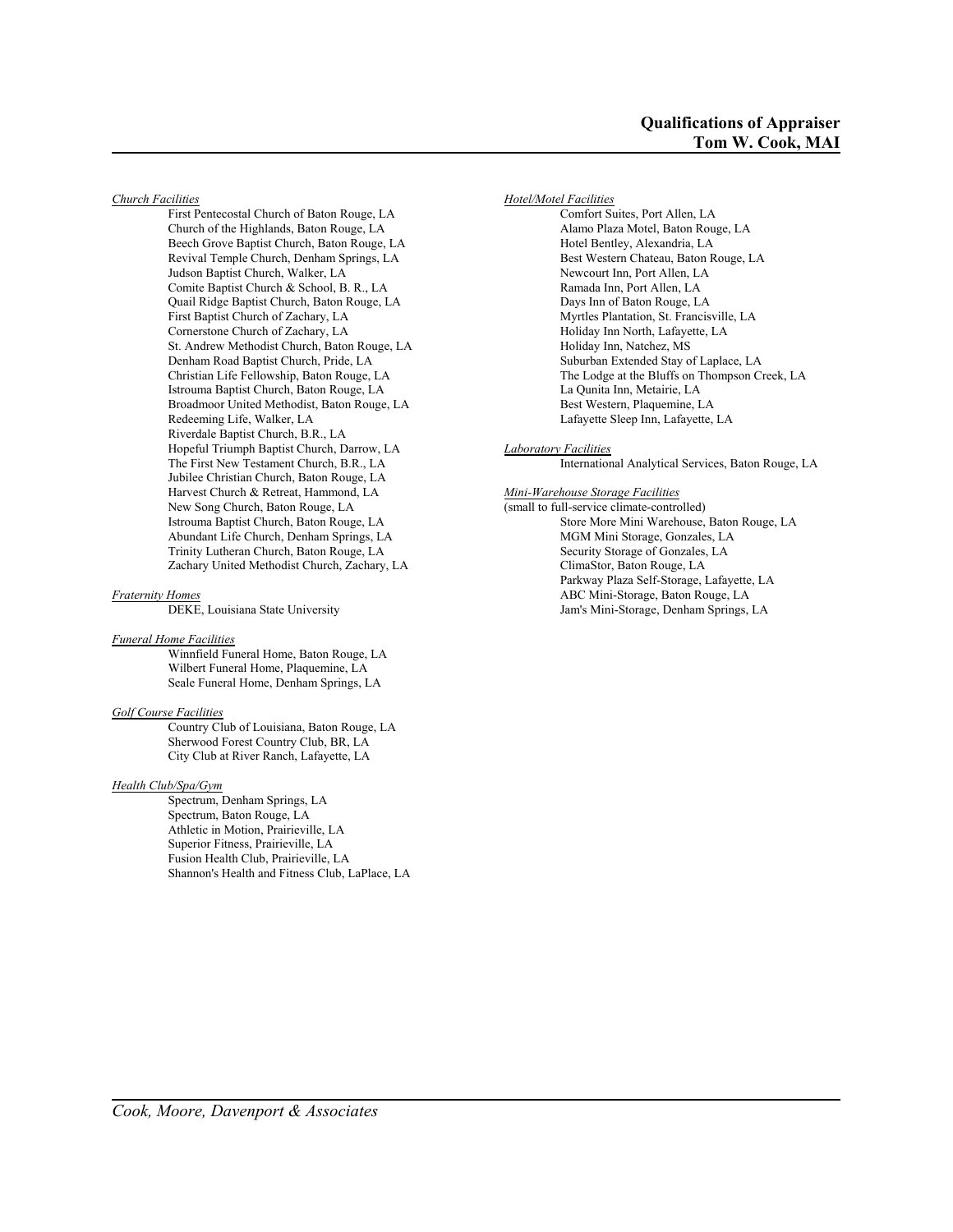*Church Facilities*

- First Pentecostal Church of Baton Rouge, LA
- Church of the Highlands, Baton Rouge, LA
- Beech Grove Baptist Church, Baton Rouge, LA
- Revival Temple Church, Denham Springs, LA
- Judson Baptist Church, Walker, LA
- Comite Baptist Church & School, B. R., LA
- Quail Ridge Baptist Church, Baton Rouge, LA
- First Baptist Church of Zachary, LA
- Cornerstone Church of Zachary, LA
- St. Andrew Methodist Church, Baton Rouge, LA
- Denham Road Baptist Church, Pride, LA
- Christian Life Fellowship, Baton Rouge, LA
- Istrouma Baptist Church, Baton Rouge, LA
- Broadmoor United Methodist, Baton Rouge, LA
- Redeeming Life, Walker, LA
- Riverdale Baptist Church, B.R., LA
- Hopeful Triumph Baptist Church, Darrow, LA
- The First New Testament Church, B.R., LA
- Jubilee Christian Church, Baton Rouge, LA
- Harvest Church & Retreat, Hammond, LA
- New Song Church, Baton Rouge, LA
- Istrouma Baptist Church, Baton Rouge, LA
- Abundant Life Church, Denham Springs, LA
- Trinity Lutheran Church, Baton Rouge, LA
- Zachary United Methodist Church, Zachary, LA

*Fraternity Homes*

- DEKE, Louisiana State University

*Funeral Home Facilities*

- Winnfield Funeral Home, Baton Rouge, LA
- Wilbert Funeral Home, Plaquemine, LA
- Seale Funeral Home, Denham Springs, LA

*Golf Course Facilities*

- Country Club of Louisiana, Baton Rouge, LA
- Sherwood Forest Country Club, BR, LA
- City Club at River Ranch, Lafayette, LA

*Health Club/Spa/Gym*

- Spectrum, Denham Springs, LA
- Spectrum, Baton Rouge, LA
- Athletic in Motion, Prairieville, LA
- Superior Fitness, Prairieville, LA
- Fusion Health Club, Prairieville, LA
- Shannon's Health and Fitness Club, LaPlace, LA

*Hotel/Motel Facilities*

- Comfort Suites, Port Allen, LA
- Alamo Plaza Motel, Baton Rouge, LA
- Hotel Bentley, Alexandria, LA
- Best Western Chateau, Baton Rouge, LA
- Newcourt Inn, Port Allen, LA
- Ramada Inn, Port Allen, LA
- Days Inn of Baton Rouge, LA
- Myrtles Plantation, St. Francisville, LA
- Holiday Inn North, Lafayette, LA
- Holiday Inn, Natchez, MS
- Suburban Extended Stay of Laplace, LA
- The Lodge at the Bluffs on Thompson Creek, LA
- La Qunita Inn, Metairie, LA
- Best Western, Plaquemine, LA
- Lafayette Sleep Inn, Lafayette, LA

*Laboratory Facilities*

- International Analytical Services, Baton Rouge, LA

*Mini-Warehouse Storage Facilities*

(small to full-service climate-controlled)

- Store More Mini Warehouse, Baton Rouge, LA
- MGM Mini Storage, Gonzales, LA
- Security Storage of Gonzales, LA
- ClimaStor, Baton Rouge, LA
- Parkway Plaza Self-Storage, Lafayette, LA
- ABC Mini-Storage, Baton Rouge, LA
- Jam's Mini-Storage, Denham Springs, LA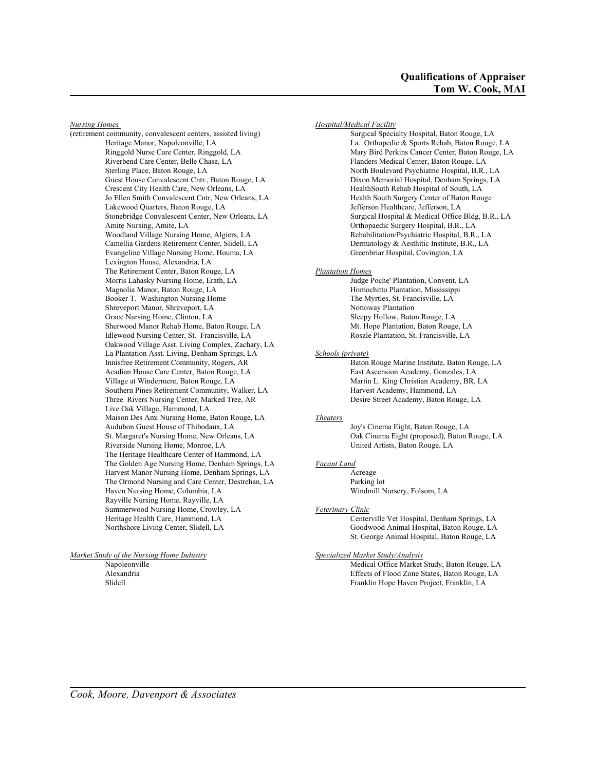## Qualifications of Appraiser
## Tom W. Cook, MAI

*Nursing Homes*
(retirement community, convalescent centers, assisted living)

- Heritage Manor, Napoleonville, LA
- Ringgold Nurse Care Center, Ringgold, LA
- Riverbend Care Center, Belle Chase, LA
- Sterling Place, Baton Rouge, LA
- Guest House Convalescent Cntr., Baton Rouge, LA
- Crescent City Health Care, New Orleans, LA
- Jo Ellen Smith Convalescent Cntr, New Orleans, LA
- Lakewood Quarters, Baton Rouge, LA
- Stonebridge Convalescent Center, New Orleans, LA
- Amite Nursing, Amite, LA
- Woodland Village Nursing Home, Algiers, LA
- Camellia Gardens Retirement Center, Slidell, LA
- Evangeline Village Nursing Home, Houma, LA
- Lexington House, Alexandria, LA
- The Retirement Center, Baton Rouge, LA
- Morris Lahasky Nursing Home, Erath, LA
- Magnolia Manor, Baton Rouge, LA
- Booker T. Washington Nursing Home
- Shreveport Manor, Shreveport, LA
- Grace Nursing Home, Clinton, LA
- Sherwood Manor Rehab Home, Baton Rouge, LA
- Idlewood Nursing Center, St. Francisville, LA
- Oakwood Village Asst. Living Complex, Zachary, LA
- La Plantation Asst. Living, Denham Springs, LA
- Innisfree Retirement Community, Rogers, AR
- Acadian House Care Center, Baton Rouge, LA
- Village at Windermere, Baton Rouge, LA
- Southern Pines Retirement Community, Walker, LA
- Three Rivers Nursing Center, Marked Tree, AR
- Live Oak Village, Hammond, LA
- Maison Des Ami Nursing Home, Baton Rouge, LA
- Audubon Guest House of Thibodaux, LA
- St. Margaret's Nursing Home, New Orleans, LA
- Riverside Nursing Home, Monroe, LA
- The Heritage Healthcare Center of Hammond, LA
- The Golden Age Nursing Home, Denham Springs, LA
- Harvest Manor Nursing Home, Denham Springs, LA
- The Ormond Nursing and Care Center, Destrehan, LA
- Haven Nursing Home, Columbia, LA
- Rayville Nursing Home, Rayville, LA
- Summerwood Nursing Home, Crowley, LA
- Heritage Health Care, Hammond, LA
- Northshore Living Center, Slidell, LA

*Market Study of the Nursing Home Industry*

- Napoleonville
- Alexandria
- Slidell

*Hospital/Medical Facility*

- Surgical Specialty Hospital, Baton Rouge, LA
- La. Orthopedic & Sports Rehab, Baton Rouge, LA
- Mary Bird Perkins Cancer Center, Baton Rouge, LA
- Flanders Medical Center, Baton Rouge, LA
- North Boulevard Psychiatric Hospital, B.R., LA
- Dixon Memorial Hospital, Denham Springs, LA
- HealthSouth Rehab Hospital of South, LA
- Health South Surgery Center of Baton Rouge
- Jefferson Healthcare, Jefferson, LA
- Surgical Hospital & Medical Office Bldg, B.R., LA
- Orthopaedic Surgery Hospital, B.R., LA
- Rehabilitation/Psychiatric Hospital, B.R., LA
- Dermatology & Aesthitic Institute, B.R., LA
- Greenbriar Hospital, Covington, LA

*Plantation Homes*

- Judge Poche' Plantation, Convent, LA
- Homochitto Plantation, Mississippi
- The Myrtles, St. Francisville, LA
- Nottoway Plantation
- Sleepy Hollow, Baton Rouge, LA
- Mt. Hope Plantation, Baton Rouge, LA
- Rosale Plantation, St. Francisville, LA

*Schools (private)*

- Baton Rouge Marine Institute, Baton Rouge, LA
- East Ascension Academy, Gonzales, LA
- Martin L. King Christian Academy, BR, LA
- Harvest Academy, Hammond, LA
- Desire Street Academy, Baton Rouge, LA

*Theaters*

- Joy's Cinema Eight, Baton Rouge, LA
- Oak Cinema Eight (proposed), Baton Rouge, LA
- United Artists, Baton Rouge, LA

*Vacant Land*

- Acreage
- Parking lot
- Windmill Nursery, Folsom, LA

*Veterinary Clinic*

- Centerville Vet Hospital, Denham Springs, LA
- Goodwood Animal Hospital, Baton Rouge, LA
- St. George Animal Hospital, Baton Rouge, LA

*Specialized Market Study/Analysis*

- Medical Office Market Study, Baton Rouge, LA
- Effects of Flood Zone States, Baton Rouge, LA
- Franklin Hope Haven Project, Franklin, LA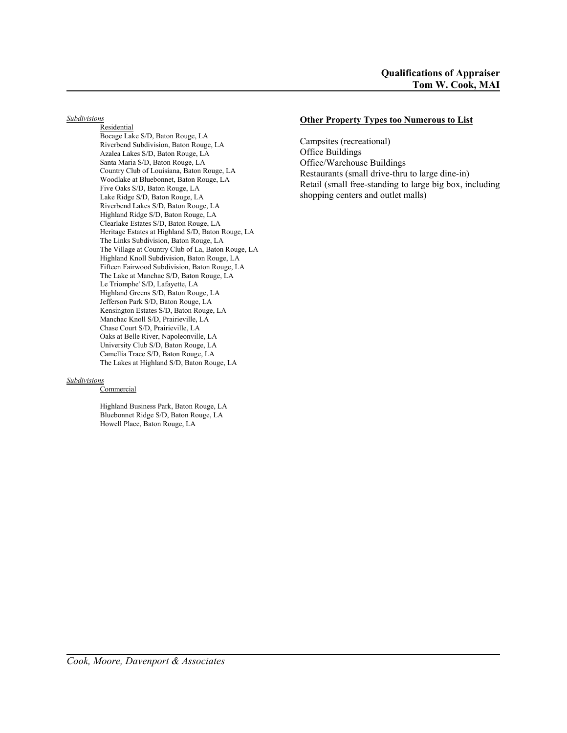*Subdivisions*

Residential

Bocage Lake S/D, Baton Rouge, LA
Riverbend Subdivision, Baton Rouge, LA
Azalea Lakes S/D, Baton Rouge, LA
Santa Maria S/D, Baton Rouge, LA
Country Club of Louisiana, Baton Rouge, LA
Woodlake at Bluebonnet, Baton Rouge, LA
Five Oaks S/D, Baton Rouge, LA
Lake Ridge S/D, Baton Rouge, LA
Riverbend Lakes S/D, Baton Rouge, LA
Highland Ridge S/D, Baton Rouge, LA
Clearlake Estates S/D, Baton Rouge, LA
Heritage Estates at Highland S/D, Baton Rouge, LA
The Links Subdivision, Baton Rouge, LA
The Village at Country Club of La, Baton Rouge, LA
Highland Knoll Subdivision, Baton Rouge, LA
Fifteen Fairwood Subdivision, Baton Rouge, LA
The Lake at Manchac S/D, Baton Rouge, LA
Le Triomphe' S/D, Lafayette, LA
Highland Greens S/D, Baton Rouge, LA
Jefferson Park S/D, Baton Rouge, LA
Kensington Estates S/D, Baton Rouge, LA
Manchac Knoll S/D, Prairieville, LA
Chase Court S/D, Prairieville, LA
Oaks at Belle River, Napoleonville, LA
University Club S/D, Baton Rouge, LA
Camellia Trace S/D, Baton Rouge, LA
The Lakes at Highland S/D, Baton Rouge, LA

*Subdivisions*

Commercial

Highland Business Park, Baton Rouge, LA
Bluebonnet Ridge S/D, Baton Rouge, LA
Howell Place, Baton Rouge, LA

**Other Property Types too Numerous to List**

Campsites (recreational)
Office Buildings
Office/Warehouse Buildings
Restaurants (small drive-thru to large dine-in)
Retail (small free-standing to large big box, including shopping centers and outlet malls)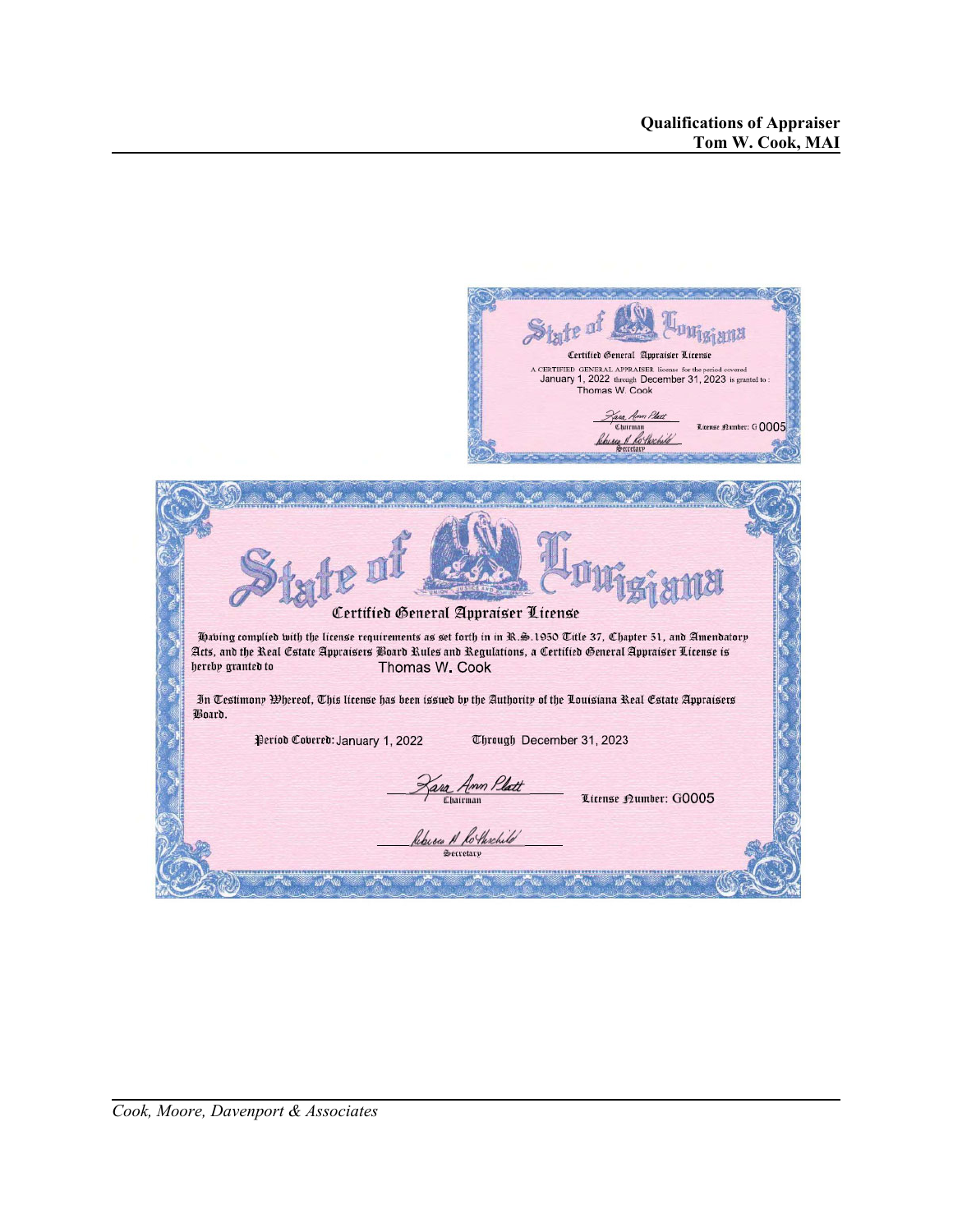**Qualifications of Appraiser**
**Tom W. Cook, MAI**

State of Louisiana

Certified General Appraiser License

A CERTIFIED GENERAL APPRAISER license for the period covered January 1, 2022 through December 31, 2023 is granted to : Thomas W. Cook

Chairman

Secretary

License Number: G 0005

State of Louisiana

Certified General Appraiser License

Having complied with the license requirements as set forth in in R.S.1950 Title 37, Chapter 51, and Amendatory Acts, and the Real Estate Appraisers Board Rules and Regulations, a Certified General Appraiser License is hereby granted to Thomas W. Cook

In Testimony Whereof, This license has been issued by the Authority of the Louisiana Real Estate Appraisers Board.

Period Covered: January 1, 2022 Through December 31, 2023

Chairman

License Number: G0005

Secretary

*Cook, Moore, Davenport & Associates*